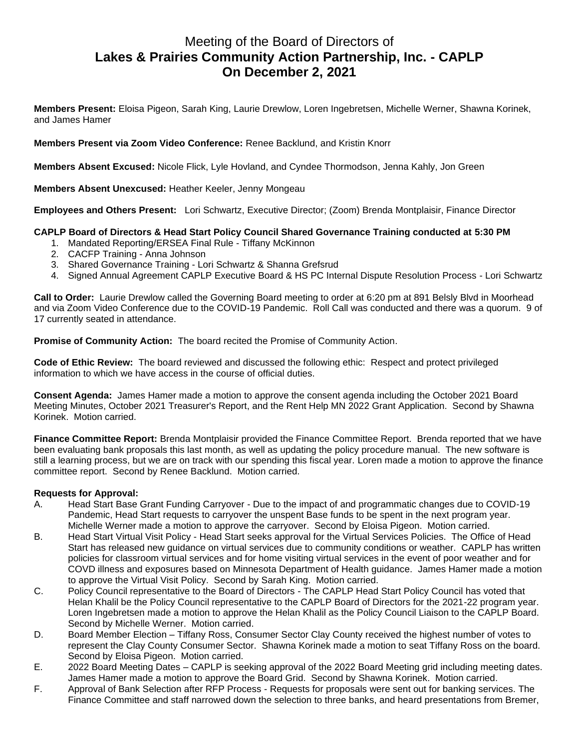# Meeting of the Board of Directors of
# **Lakes & Prairies Community Action Partnership, Inc. - CAPLP**
# **On December 2, 2021**

**Members Present:** Eloisa Pigeon, Sarah King, Laurie Drewlow, Loren Ingebretsen, Michelle Werner, Shawna Korinek, and James Hamer

**Members Present via Zoom Video Conference:** Renee Backlund, and Kristin Knorr

**Members Absent Excused:** Nicole Flick, Lyle Hovland, and Cyndee Thormodson, Jenna Kahly, Jon Green

**Members Absent Unexcused:** Heather Keeler, Jenny Mongeau

**Employees and Others Present:** Lori Schwartz, Executive Director; (Zoom) Brenda Montplaisir, Finance Director

**CAPLP Board of Directors & Head Start Policy Council Shared Governance Training conducted at 5:30 PM**

1. Mandated Reporting/ERSEA Final Rule - Tiffany McKinnon
2. CACFP Training - Anna Johnson
3. Shared Governance Training - Lori Schwartz & Shanna Grefsrud
4. Signed Annual Agreement CAPLP Executive Board & HS PC Internal Dispute Resolution Process - Lori Schwartz

**Call to Order:** Laurie Drewlow called the Governing Board meeting to order at 6:20 pm at 891 Belsly Blvd in Moorhead and via Zoom Video Conference due to the COVID-19 Pandemic. Roll Call was conducted and there was a quorum. 9 of 17 currently seated in attendance.

**Promise of Community Action:** The board recited the Promise of Community Action.

**Code of Ethic Review:** The board reviewed and discussed the following ethic: Respect and protect privileged information to which we have access in the course of official duties.

**Consent Agenda:** James Hamer made a motion to approve the consent agenda including the October 2021 Board Meeting Minutes, October 2021 Treasurer's Report, and the Rent Help MN 2022 Grant Application. Second by Shawna Korinek. Motion carried.

**Finance Committee Report:** Brenda Montplaisir provided the Finance Committee Report. Brenda reported that we have been evaluating bank proposals this last month, as well as updating the policy procedure manual. The new software is still a learning process, but we are on track with our spending this fiscal year. Loren made a motion to approve the finance committee report. Second by Renee Backlund. Motion carried.

**Requests for Approval:**

A. Head Start Base Grant Funding Carryover - Due to the impact of and programmatic changes due to COVID-19 Pandemic, Head Start requests to carryover the unspent Base funds to be spent in the next program year. Michelle Werner made a motion to approve the carryover. Second by Eloisa Pigeon. Motion carried.

B. Head Start Virtual Visit Policy - Head Start seeks approval for the Virtual Services Policies. The Office of Head Start has released new guidance on virtual services due to community conditions or weather. CAPLP has written policies for classroom virtual services and for home visiting virtual services in the event of poor weather and for COVD illness and exposures based on Minnesota Department of Health guidance. James Hamer made a motion to approve the Virtual Visit Policy. Second by Sarah King. Motion carried.

C. Policy Council representative to the Board of Directors - The CAPLP Head Start Policy Council has voted that Helan Khalil be the Policy Council representative to the CAPLP Board of Directors for the 2021-22 program year. Loren Ingebretsen made a motion to approve the Helan Khalil as the Policy Council Liaison to the CAPLP Board. Second by Michelle Werner. Motion carried.

D. Board Member Election – Tiffany Ross, Consumer Sector Clay County received the highest number of votes to represent the Clay County Consumer Sector. Shawna Korinek made a motion to seat Tiffany Ross on the board. Second by Eloisa Pigeon. Motion carried.

E. 2022 Board Meeting Dates – CAPLP is seeking approval of the 2022 Board Meeting grid including meeting dates. James Hamer made a motion to approve the Board Grid. Second by Shawna Korinek. Motion carried.

F. Approval of Bank Selection after RFP Process - Requests for proposals were sent out for banking services. The Finance Committee and staff narrowed down the selection to three banks, and heard presentations from Bremer,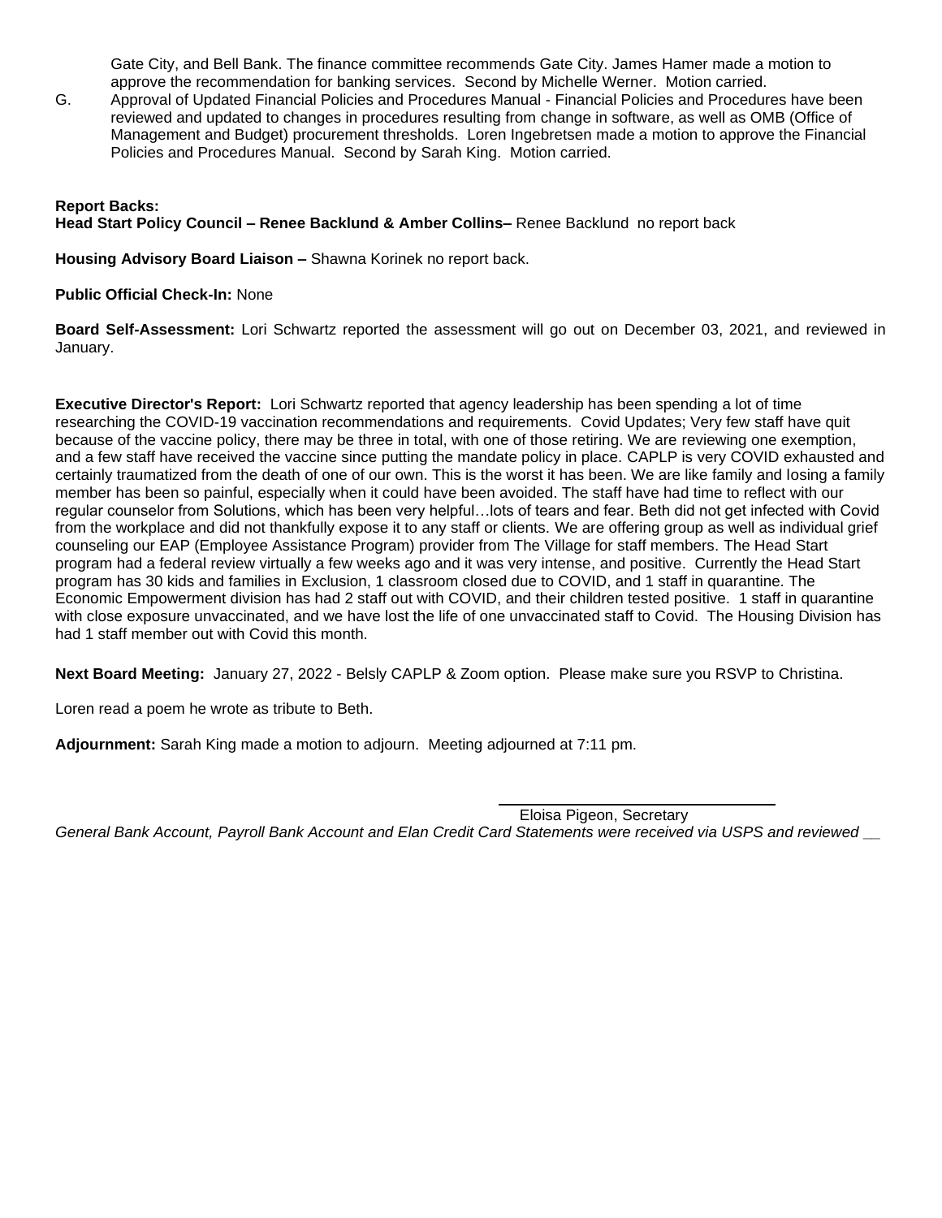Gate City, and Bell Bank. The finance committee recommends Gate City. James Hamer made a motion to approve the recommendation for banking services. Second by Michelle Werner. Motion carried.

G. Approval of Updated Financial Policies and Procedures Manual - Financial Policies and Procedures have been reviewed and updated to changes in procedures resulting from change in software, as well as OMB (Office of Management and Budget) procurement thresholds. Loren Ingebretsen made a motion to approve the Financial Policies and Procedures Manual. Second by Sarah King. Motion carried.

**Report Backs:**
**Head Start Policy Council – Renee Backlund & Amber Collins–** Renee Backlund no report back

**Housing Advisory Board Liaison –** Shawna Korinek no report back.

**Public Official Check-In:** None

**Board Self-Assessment:** Lori Schwartz reported the assessment will go out on December 03, 2021, and reviewed in January.

**Executive Director's Report:** Lori Schwartz reported that agency leadership has been spending a lot of time researching the COVID-19 vaccination recommendations and requirements. Covid Updates; Very few staff have quit because of the vaccine policy, there may be three in total, with one of those retiring. We are reviewing one exemption, and a few staff have received the vaccine since putting the mandate policy in place. CAPLP is very COVID exhausted and certainly traumatized from the death of one of our own. This is the worst it has been. We are like family and losing a family member has been so painful, especially when it could have been avoided. The staff have had time to reflect with our regular counselor from Solutions, which has been very helpful…lots of tears and fear. Beth did not get infected with Covid from the workplace and did not thankfully expose it to any staff or clients. We are offering group as well as individual grief counseling our EAP (Employee Assistance Program) provider from The Village for staff members. The Head Start program had a federal review virtually a few weeks ago and it was very intense, and positive. Currently the Head Start program has 30 kids and families in Exclusion, 1 classroom closed due to COVID, and 1 staff in quarantine. The Economic Empowerment division has had 2 staff out with COVID, and their children tested positive. 1 staff in quarantine with close exposure unvaccinated, and we have lost the life of one unvaccinated staff to Covid. The Housing Division has had 1 staff member out with Covid this month.

**Next Board Meeting:** January 27, 2022 - Belsly CAPLP & Zoom option. Please make sure you RSVP to Christina.

Loren read a poem he wrote as tribute to Beth.

**Adjournment:** Sarah King made a motion to adjourn. Meeting adjourned at 7:11 pm.

Eloisa Pigeon, Secretary

*General Bank Account, Payroll Bank Account and Elan Credit Card Statements were received via USPS and reviewed __*